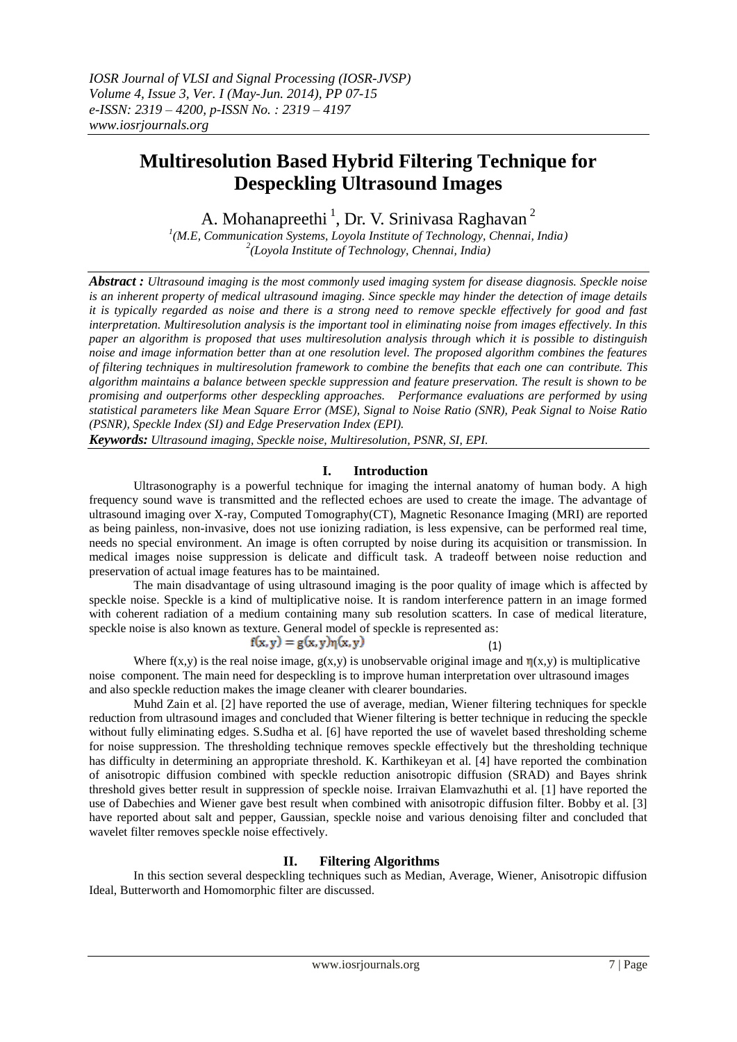# Multiresolution Based Hybrid Filtering Technique for Despeckling Ultrasound Images

A. Mohanapreethi [1], Dr. V. Srinivasa Raghavan [2]

[1](M.E, Communication Systems, Loyola Institute of Technology, Chennai, India)
[2](Loyola Institute of Technology, Chennai, India)

***Abstract :*** *Ultrasound imaging is the most commonly used imaging system for disease diagnosis. Speckle noise is an inherent property of medical ultrasound imaging. Since speckle may hinder the detection of image details it is typically regarded as noise and there is a strong need to remove speckle effectively for good and fast interpretation. Multiresolution analysis is the important tool in eliminating noise from images effectively. In this paper an algorithm is proposed that uses multiresolution analysis through which it is possible to distinguish noise and image information better than at one resolution level. The proposed algorithm combines the features of filtering techniques in multiresolution framework to combine the benefits that each one can contribute. This algorithm maintains a balance between speckle suppression and feature preservation. The result is shown to be promising and outperforms other despeckling approaches. Performance evaluations are performed by using statistical parameters like Mean Square Error (MSE), Signal to Noise Ratio (SNR), Peak Signal to Noise Ratio (PSNR), Speckle Index (SI) and Edge Preservation Index (EPI).*

***Keywords:*** *Ultrasound imaging, Speckle noise, Multiresolution, PSNR, SI, EPI.*

## I. Introduction

Ultrasonography is a powerful technique for imaging the internal anatomy of human body. A high frequency sound wave is transmitted and the reflected echoes are used to create the image. The advantage of ultrasound imaging over X-ray, Computed Tomography(CT), Magnetic Resonance Imaging (MRI) are reported as being painless, non-invasive, does not use ionizing radiation, is less expensive, can be performed real time, needs no special environment. An image is often corrupted by noise during its acquisition or transmission. In medical images noise suppression is delicate and difficult task. A tradeoff between noise reduction and preservation of actual image features has to be maintained.

The main disadvantage of using ultrasound imaging is the poor quality of image which is affected by speckle noise. Speckle is a kind of multiplicative noise. It is random interference pattern in an image formed with coherent radiation of a medium containing many sub resolution scatters. In case of medical literature, speckle noise is also known as texture. General model of speckle is represented as:

$$f(x, y) = g(x, y)\eta(x, y) \tag{1}$$

Where f(x,y) is the real noise image, g(x,y) is unobservable original image and $\eta$(x,y) is multiplicative noise component. The main need for despeckling is to improve human interpretation over ultrasound images and also speckle reduction makes the image cleaner with clearer boundaries.

Muhd Zain et al. [2] have reported the use of average, median, Wiener filtering techniques for speckle reduction from ultrasound images and concluded that Wiener filtering is better technique in reducing the speckle without fully eliminating edges. S.Sudha et al. [6] have reported the use of wavelet based thresholding scheme for noise suppression. The thresholding technique removes speckle effectively but the thresholding technique has difficulty in determining an appropriate threshold. K. Karthikeyan et al. [4] have reported the combination of anisotropic diffusion combined with speckle reduction anisotropic diffusion (SRAD) and Bayes shrink threshold gives better result in suppression of speckle noise. Irraivan Elamvazhuthi et al. [1] have reported the use of Dabechies and Wiener gave best result when combined with anisotropic diffusion filter. Bobby et al. [3] have reported about salt and pepper, Gaussian, speckle noise and various denoising filter and concluded that wavelet filter removes speckle noise effectively.

## II. Filtering Algorithms

In this section several despeckling techniques such as Median, Average, Wiener, Anisotropic diffusion Ideal, Butterworth and Homomorphic filter are discussed.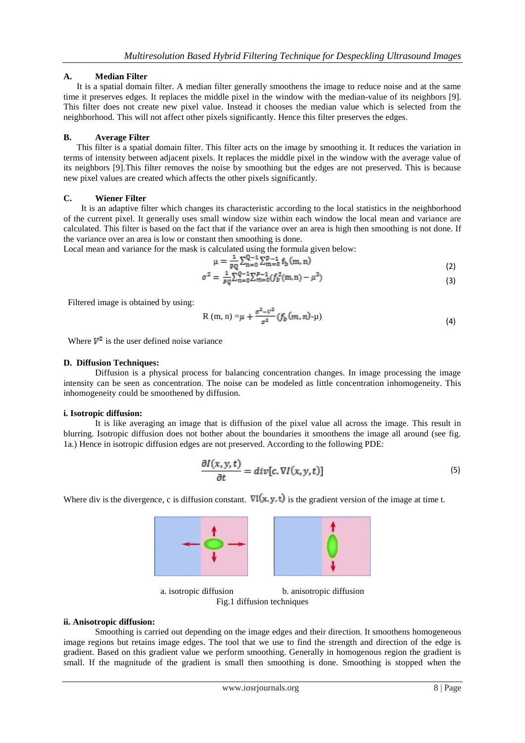### A. Median Filter

It is a spatial domain filter. A median filter generally smoothens the image to reduce noise and at the same time it preserves edges. It replaces the middle pixel in the window with the median-value of its neighbors [9]. This filter does not create new pixel value. Instead it chooses the median value which is selected from the neighborhood. This will not affect other pixels significantly. Hence this filter preserves the edges.

### B. Average Filter

This filter is a spatial domain filter. This filter acts on the image by smoothing it. It reduces the variation in terms of intensity between adjacent pixels. It replaces the middle pixel in the window with the average value of its neighbors [9].This filter removes the noise by smoothing but the edges are not preserved. This is because new pixel values are created which affects the other pixels significantly.

### C. Wiener Filter

It is an adaptive filter which changes its characteristic according to the local statistics in the neighborhood of the current pixel. It generally uses small window size within each window the local mean and variance are calculated. This filter is based on the fact that if the variance over an area is high then smoothing is not done. If the variance over an area is low or constant then smoothing is done.

Local mean and variance for the mask is calculated using the formula given below:

$$\mu = \frac{1}{PQ}\sum_{n=0}^{Q-1}\sum_{m=0}^{P-1} f_b(m,n) \tag{2}$$

$$\sigma^2 = \frac{1}{PQ}\sum_{n=0}^{Q-1}\sum_{m=0}^{P-1}(f_b^2(m,n) - \mu^2) \tag{3}$$

Filtered image is obtained by using:

$$R(m,n) = \mu + \frac{\sigma^2 - v^2}{\sigma^2}(f_b(m,n) - \mu) \tag{4}$$

Where $V^2$ is the user defined noise variance

### D. Diffusion Techniques:

Diffusion is a physical process for balancing concentration changes. In image processing the image intensity can be seen as concentration. The noise can be modeled as little concentration inhomogeneity. This inhomogeneity could be smoothened by diffusion.

#### i. Isotropic diffusion:

It is like averaging an image that is diffusion of the pixel value all across the image. This result in blurring. Isotropic diffusion does not bother about the boundaries it smoothens the image all around (see fig. 1a.) Hence in isotropic diffusion edges are not preserved. According to the following PDE:

$$\frac{\partial I(x,y,t)}{\partial t} = div[c.\nabla I(x,y,t)] \tag{5}$$

Where div is the divergence, c is diffusion constant. $\nabla I(x,y,t)$ is the gradient version of the image at time t.

a. isotropic diffusion b. anisotropic diffusion

Fig.1 diffusion techniques

#### ii. Anisotropic diffusion:

Smoothing is carried out depending on the image edges and their direction. It smoothens homogeneous image regions but retains image edges. The tool that we use to find the strength and direction of the edge is gradient. Based on this gradient value we perform smoothing. Generally in homogenous region the gradient is small. If the magnitude of the gradient is small then smoothing is done. Smoothing is stopped when the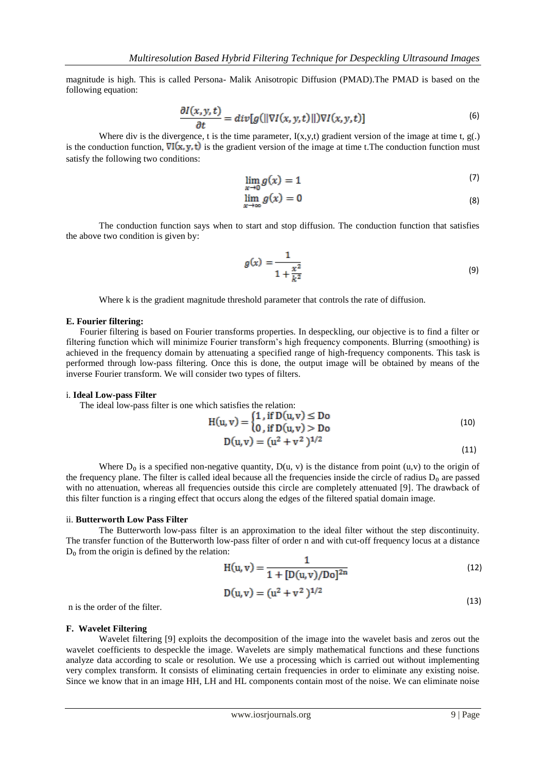magnitude is high. This is called Persona- Malik Anisotropic Diffusion (PMAD).The PMAD is based on the following equation:

$$\frac{\partial I(x,y,t)}{\partial t} = div[g(\|\nabla I(x,y,t)\|)\nabla I(x,y,t)] \tag{6}$$

Where div is the divergence, t is the time parameter, I(x,y,t) gradient version of the image at time t, g(.) is the conduction function, $\nabla I(x,y,t)$ is the gradient version of the image at time t.The conduction function must satisfy the following two conditions:

$$\lim_{x \to 0} g(x) = 1 \tag{7}$$

$$\lim_{x \to \infty} g(x) = 0 \tag{8}$$

The conduction function says when to start and stop diffusion. The conduction function that satisfies the above two condition is given by:

$$g(x) = \frac{1}{1+\frac{x^2}{k^2}} \tag{9}$$

Where k is the gradient magnitude threshold parameter that controls the rate of diffusion.

**E. Fourier filtering:**

Fourier filtering is based on Fourier transforms properties. In despeckling, our objective is to find a filter or filtering function which will minimize Fourier transform's high frequency components. Blurring (smoothing) is achieved in the frequency domain by attenuating a specified range of high-frequency components. This task is performed through low-pass filtering. Once this is done, the output image will be obtained by means of the inverse Fourier transform. We will consider two types of filters.

i. **Ideal Low-pass Filter**

The ideal low-pass filter is one which satisfies the relation:

$$H(u,v) = \begin{cases} 1, \text{if } D(u,v) \leq Do \\ 0, \text{if } D(u,v) > Do \end{cases} \tag{10}$$

$$D(u,v) = (u^2 + v^2)^{1/2} \tag{11}$$

Where $D_0$ is a specified non-negative quantity, D(u, v) is the distance from point (u,v) to the origin of the frequency plane. The filter is called ideal because all the frequencies inside the circle of radius $D_0$ are passed with no attenuation, whereas all frequencies outside this circle are completely attenuated [9]. The drawback of this filter function is a ringing effect that occurs along the edges of the filtered spatial domain image.

ii. **Butterworth Low Pass Filter**

The Butterworth low-pass filter is an approximation to the ideal filter without the step discontinuity. The transfer function of the Butterworth low-pass filter of order n and with cut-off frequency locus at a distance $D_0$ from the origin is defined by the relation:

$$H(u,v) = \frac{1}{1 + [D(u,v)/Do]^{2n}} \tag{12}$$

$$D(u,v) = (u^2 + v^2)^{1/2} \tag{13}$$

n is the order of the filter.

**F. Wavelet Filtering**

Wavelet filtering [9] exploits the decomposition of the image into the wavelet basis and zeros out the wavelet coefficients to despeckle the image. Wavelets are simply mathematical functions and these functions analyze data according to scale or resolution. We use a processing which is carried out without implementing very complex transform. It consists of eliminating certain frequencies in order to eliminate any existing noise. Since we know that in an image HH, LH and HL components contain most of the noise. We can eliminate noise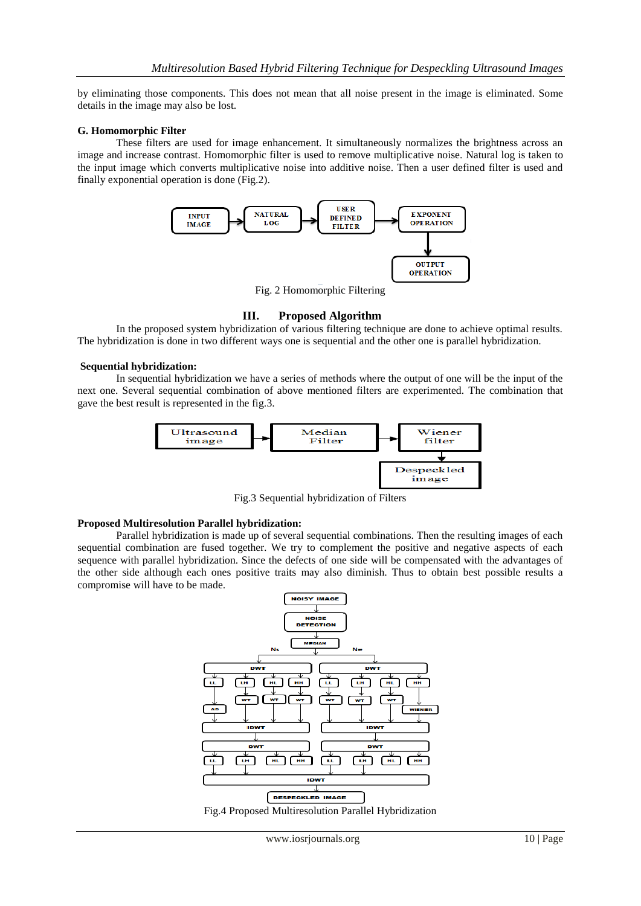by eliminating those components. This does not mean that all noise present in the image is eliminated. Some details in the image may also be lost.

### G. Homomorphic Filter

These filters are used for image enhancement. It simultaneously normalizes the brightness across an image and increase contrast. Homomorphic filter is used to remove multiplicative noise. Natural log is taken to the input image which converts multiplicative noise into additive noise. Then a user defined filter is used and finally exponential operation is done (Fig.2).

Fig. 2 Homomorphic Filtering

## III. Proposed Algorithm

In the proposed system hybridization of various filtering technique are done to achieve optimal results. The hybridization is done in two different ways one is sequential and the other one is parallel hybridization.

### Sequential hybridization:

In sequential hybridization we have a series of methods where the output of one will be the input of the next one. Several sequential combination of above mentioned filters are experimented. The combination that gave the best result is represented in the fig.3.

Fig.3 Sequential hybridization of Filters

### Proposed Multiresolution Parallel hybridization:

Parallel hybridization is made up of several sequential combinations. Then the resulting images of each sequential combination are fused together. We try to complement the positive and negative aspects of each sequence with parallel hybridization. Since the defects of one side will be compensated with the advantages of the other side although each ones positive traits may also diminish. Thus to obtain best possible results a compromise will have to be made.

Fig.4 Proposed Multiresolution Parallel Hybridization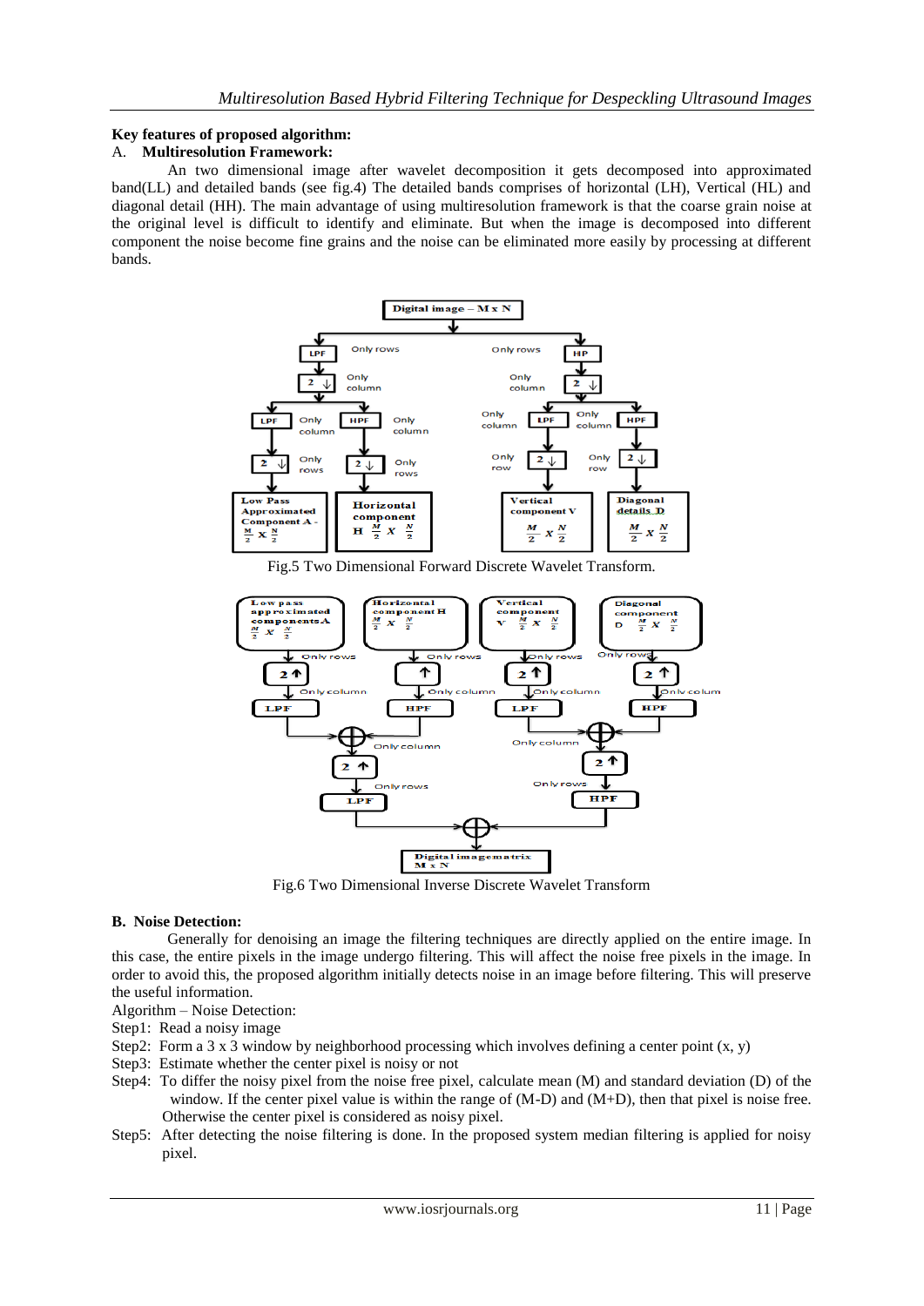**Key features of proposed algorithm:**

**A. Multiresolution Framework:**

An two dimensional image after wavelet decomposition it gets decomposed into approximated band(LL) and detailed bands (see fig.4) The detailed bands comprises of horizontal (LH), Vertical (HL) and diagonal detail (HH). The main advantage of using multiresolution framework is that the coarse grain noise at the original level is difficult to identify and eliminate. But when the image is decomposed into different component the noise become fine grains and the noise can be eliminated more easily by processing at different bands.

Fig.5 Two Dimensional Forward Discrete Wavelet Transform.

Fig.6 Two Dimensional Inverse Discrete Wavelet Transform

**B. Noise Detection:**

Generally for denoising an image the filtering techniques are directly applied on the entire image. In this case, the entire pixels in the image undergo filtering. This will affect the noise free pixels in the image. In order to avoid this, the proposed algorithm initially detects noise in an image before filtering. This will preserve the useful information.

Algorithm – Noise Detection:

Step1: Read a noisy image

Step2: Form a 3 x 3 window by neighborhood processing which involves defining a center point (x, y)

Step3: Estimate whether the center pixel is noisy or not

Step4: To differ the noisy pixel from the noise free pixel, calculate mean (M) and standard deviation (D) of the window. If the center pixel value is within the range of (M-D) and (M+D), then that pixel is noise free. Otherwise the center pixel is considered as noisy pixel.

Step5: After detecting the noise filtering is done. In the proposed system median filtering is applied for noisy pixel.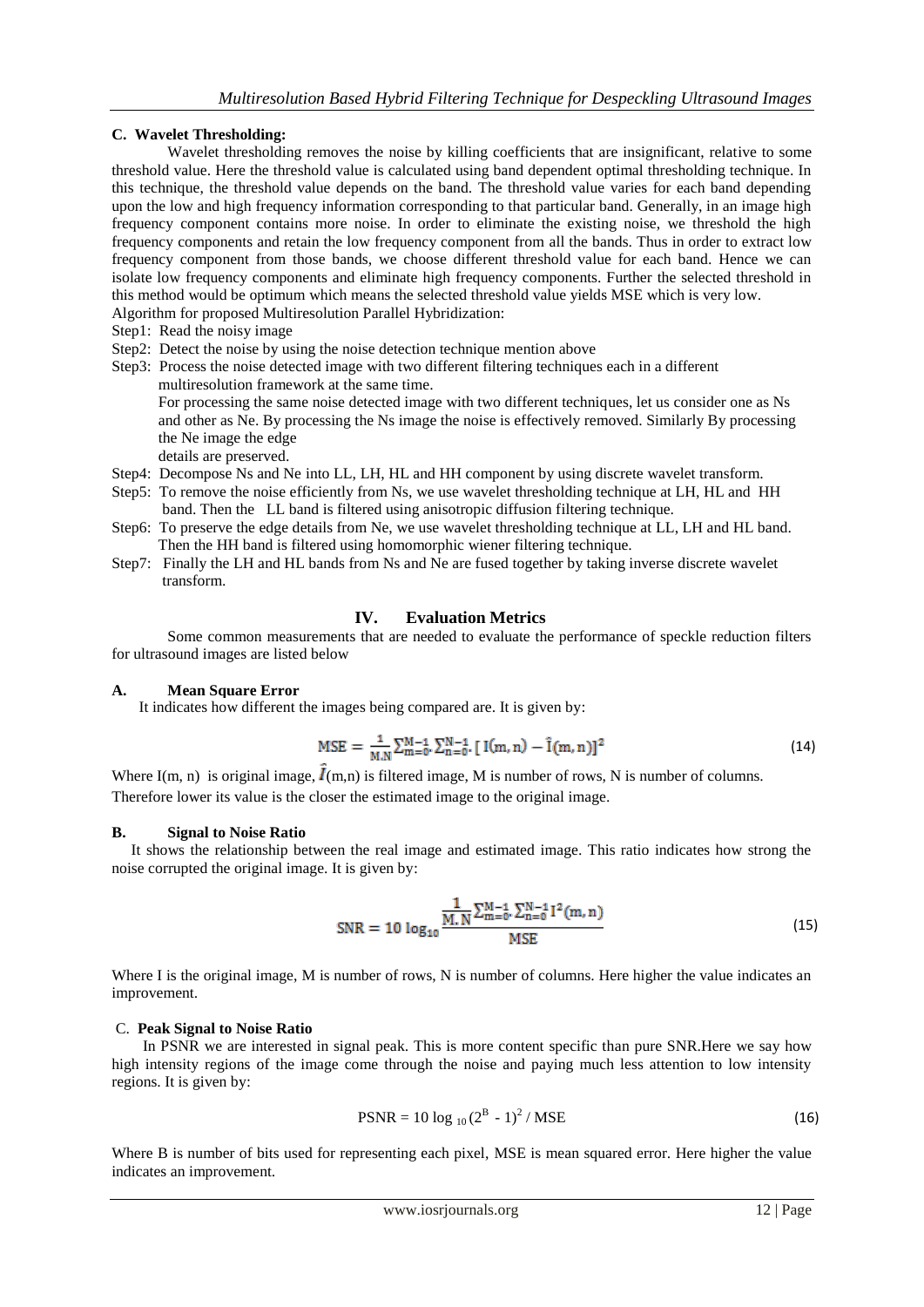### C. Wavelet Thresholding:

Wavelet thresholding removes the noise by killing coefficients that are insignificant, relative to some threshold value. Here the threshold value is calculated using band dependent optimal thresholding technique. In this technique, the threshold value depends on the band. The threshold value varies for each band depending upon the low and high frequency information corresponding to that particular band. Generally, in an image high frequency component contains more noise. In order to eliminate the existing noise, we threshold the high frequency components and retain the low frequency component from all the bands. Thus in order to extract low frequency component from those bands, we choose different threshold value for each band. Hence we can isolate low frequency components and eliminate high frequency components. Further the selected threshold in this method would be optimum which means the selected threshold value yields MSE which is very low.

Algorithm for proposed Multiresolution Parallel Hybridization:

Step1: Read the noisy image

Step2: Detect the noise by using the noise detection technique mention above

Step3: Process the noise detected image with two different filtering techniques each in a different multiresolution framework at the same time.
For processing the same noise detected image with two different techniques, let us consider one as Ns and other as Ne. By processing the Ns image the noise is effectively removed. Similarly By processing the Ne image the edge
details are preserved.

Step4: Decompose Ns and Ne into LL, LH, HL and HH component by using discrete wavelet transform.

Step5: To remove the noise efficiently from Ns, we use wavelet thresholding technique at LH, HL and HH band. Then the LL band is filtered using anisotropic diffusion filtering technique.

Step6: To preserve the edge details from Ne, we use wavelet thresholding technique at LL, LH and HL band. Then the HH band is filtered using homomorphic wiener filtering technique.

Step7: Finally the LH and HL bands from Ns and Ne are fused together by taking inverse discrete wavelet transform.

## IV. Evaluation Metrics

Some common measurements that are needed to evaluate the performance of speckle reduction filters for ultrasound images are listed below

### A. Mean Square Error

It indicates how different the images being compared are. It is given by:

$$\mathrm{MSE} = \frac{1}{M.N}\sum_{m=0}^{M-1}\sum_{n=0}^{N-1}[\,I(m,n) - \hat{I}(m,n)]^2 \tag{14}$$

Where I(m, n) is original image, $\hat{I}$(m,n) is filtered image, M is number of rows, N is number of columns. Therefore lower its value is the closer the estimated image to the original image.

### B. Signal to Noise Ratio

It shows the relationship between the real image and estimated image. This ratio indicates how strong the noise corrupted the original image. It is given by:

$$\mathrm{SNR} = 10\log_{10}\frac{\frac{1}{M.N}\sum_{m=0}^{M-1}\sum_{n=0}^{N-1} I^2(m,n)}{\mathrm{MSE}} \tag{15}$$

Where I is the original image, M is number of rows, N is number of columns. Here higher the value indicates an improvement.

### C. Peak Signal to Noise Ratio

In PSNR we are interested in signal peak. This is more content specific than pure SNR.Here we say how high intensity regions of the image come through the noise and paying much less attention to low intensity regions. It is given by:

$$\mathrm{PSNR} = 10\log_{10}(2^B - 1)^2 / \mathrm{MSE} \tag{16}$$

Where B is number of bits used for representing each pixel, MSE is mean squared error. Here higher the value indicates an improvement.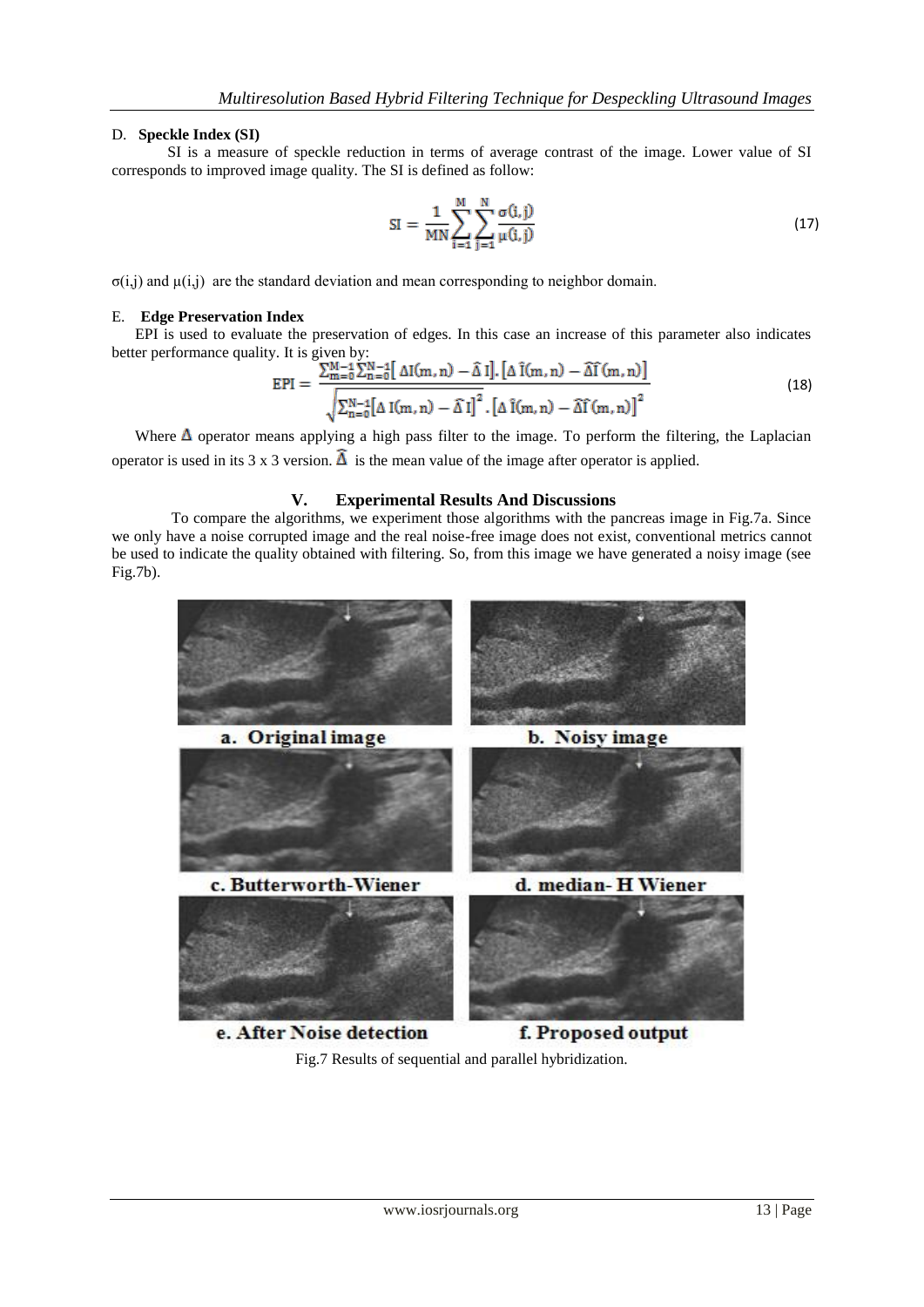D. **Speckle Index (SI)**

SI is a measure of speckle reduction in terms of average contrast of the image. Lower value of SI corresponds to improved image quality. The SI is defined as follow:

$$SI = \frac{1}{MN}\sum_{i=1}^{M}\sum_{j=1}^{N}\frac{\sigma(i,j)}{\mu(i,j)} \tag{17}$$

$\sigma(i,j)$ and $\mu(i,j)$ are the standard deviation and mean corresponding to neighbor domain.

E. **Edge Preservation Index**

EPI is used to evaluate the preservation of edges. In this case an increase of this parameter also indicates better performance quality. It is given by:

$$EPI = \frac{\sum_{m=0}^{M-1}\sum_{n=0}^{N-1}\left[\Delta I(m,n) - \widehat{\Delta}\, I\right].\left[\Delta\, \hat{I}(m,n) - \widehat{\Delta}\hat{I}(m,n)\right]}{\sqrt{\sum_{n=0}^{N-1}\left[\Delta\, I(m,n) - \widehat{\Delta}\, I\right]^2.\left[\Delta\, \hat{I}(m,n) - \widehat{\Delta}\hat{I}(m,n)\right]^2}} \tag{18}$$

Where $\Delta$ operator means applying a high pass filter to the image. To perform the filtering, the Laplacian operator is used in its 3 x 3 version. $\widehat{\Delta}$ is the mean value of the image after operator is applied.

## V. Experimental Results And Discussions

To compare the algorithms, we experiment those algorithms with the pancreas image in Fig.7a. Since we only have a noise corrupted image and the real noise-free image does not exist, conventional metrics cannot be used to indicate the quality obtained with filtering. So, from this image we have generated a noisy image (see Fig.7b).

a. Original image

b. Noisy image

c. Butterworth-Wiener

d. median- H Wiener

e. After Noise detection

f. Proposed output

Fig.7 Results of sequential and parallel hybridization.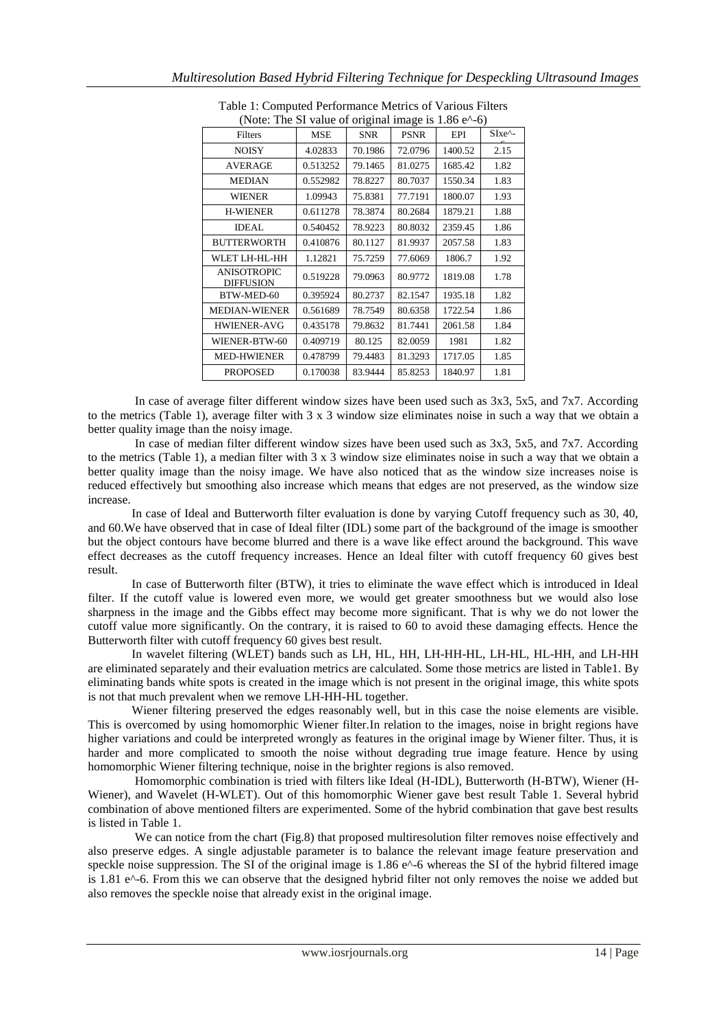Table 1: Computed Performance Metrics of Various Filters
(Note: The SI value of original image is 1.86 e^-6)

| Filters | MSE | SNR | PSNR | EPI | SIxe^-6 |
|---|---|---|---|---|---|
| NOISY | 4.02833 | 70.1986 | 72.0796 | 1400.52 | 2.15 |
| AVERAGE | 0.513252 | 79.1465 | 81.0275 | 1685.42 | 1.82 |
| MEDIAN | 0.552982 | 78.8227 | 80.7037 | 1550.34 | 1.83 |
| WIENER | 1.09943 | 75.8381 | 77.7191 | 1800.07 | 1.93 |
| H-WIENER | 0.611278 | 78.3874 | 80.2684 | 1879.21 | 1.88 |
| IDEAL | 0.540452 | 78.9223 | 80.8032 | 2359.45 | 1.86 |
| BUTTERWORTH | 0.410876 | 80.1127 | 81.9937 | 2057.58 | 1.83 |
| WLET LH-HL-HH | 1.12821 | 75.7259 | 77.6069 | 1806.7 | 1.92 |
| ANISOTROPIC DIFFUSION | 0.519228 | 79.0963 | 80.9772 | 1819.08 | 1.78 |
| BTW-MED-60 | 0.395924 | 80.2737 | 82.1547 | 1935.18 | 1.82 |
| MEDIAN-WIENER | 0.561689 | 78.7549 | 80.6358 | 1722.54 | 1.86 |
| HWIENER-AVG | 0.435178 | 79.8632 | 81.7441 | 2061.58 | 1.84 |
| WIENER-BTW-60 | 0.409719 | 80.125 | 82.0059 | 1981 | 1.82 |
| MED-HWIENER | 0.478799 | 79.4483 | 81.3293 | 1717.05 | 1.85 |
| PROPOSED | 0.170038 | 83.9444 | 85.8253 | 1840.97 | 1.81 |

In case of average filter different window sizes have been used such as 3x3, 5x5, and 7x7. According to the metrics (Table 1), average filter with 3 x 3 window size eliminates noise in such a way that we obtain a better quality image than the noisy image.

In case of median filter different window sizes have been used such as 3x3, 5x5, and 7x7. According to the metrics (Table 1), a median filter with 3 x 3 window size eliminates noise in such a way that we obtain a better quality image than the noisy image. We have also noticed that as the window size increases noise is reduced effectively but smoothing also increase which means that edges are not preserved, as the window size increase.

In case of Ideal and Butterworth filter evaluation is done by varying Cutoff frequency such as 30, 40, and 60.We have observed that in case of Ideal filter (IDL) some part of the background of the image is smoother but the object contours have become blurred and there is a wave like effect around the background. This wave effect decreases as the cutoff frequency increases. Hence an Ideal filter with cutoff frequency 60 gives best result.

In case of Butterworth filter (BTW), it tries to eliminate the wave effect which is introduced in Ideal filter. If the cutoff value is lowered even more, we would get greater smoothness but we would also lose sharpness in the image and the Gibbs effect may become more significant. That is why we do not lower the cutoff value more significantly. On the contrary, it is raised to 60 to avoid these damaging effects. Hence the Butterworth filter with cutoff frequency 60 gives best result.

In wavelet filtering (WLET) bands such as LH, HL, HH, LH-HH-HL, LH-HL, HL-HH, and LH-HH are eliminated separately and their evaluation metrics are calculated. Some those metrics are listed in Table1. By eliminating bands white spots is created in the image which is not present in the original image, this white spots is not that much prevalent when we remove LH-HH-HL together.

Wiener filtering preserved the edges reasonably well, but in this case the noise elements are visible. This is overcomed by using homomorphic Wiener filter.In relation to the images, noise in bright regions have higher variations and could be interpreted wrongly as features in the original image by Wiener filter. Thus, it is harder and more complicated to smooth the noise without degrading true image feature. Hence by using homomorphic Wiener filtering technique, noise in the brighter regions is also removed.

Homomorphic combination is tried with filters like Ideal (H-IDL), Butterworth (H-BTW), Wiener (H-Wiener), and Wavelet (H-WLET). Out of this homomorphic Wiener gave best result Table 1. Several hybrid combination of above mentioned filters are experimented. Some of the hybrid combination that gave best results is listed in Table 1.

We can notice from the chart (Fig.8) that proposed multiresolution filter removes noise effectively and also preserve edges. A single adjustable parameter is to balance the relevant image feature preservation and speckle noise suppression. The SI of the original image is 1.86 e^-6 whereas the SI of the hybrid filtered image is 1.81 e^-6. From this we can observe that the designed hybrid filter not only removes the noise we added but also removes the speckle noise that already exist in the original image.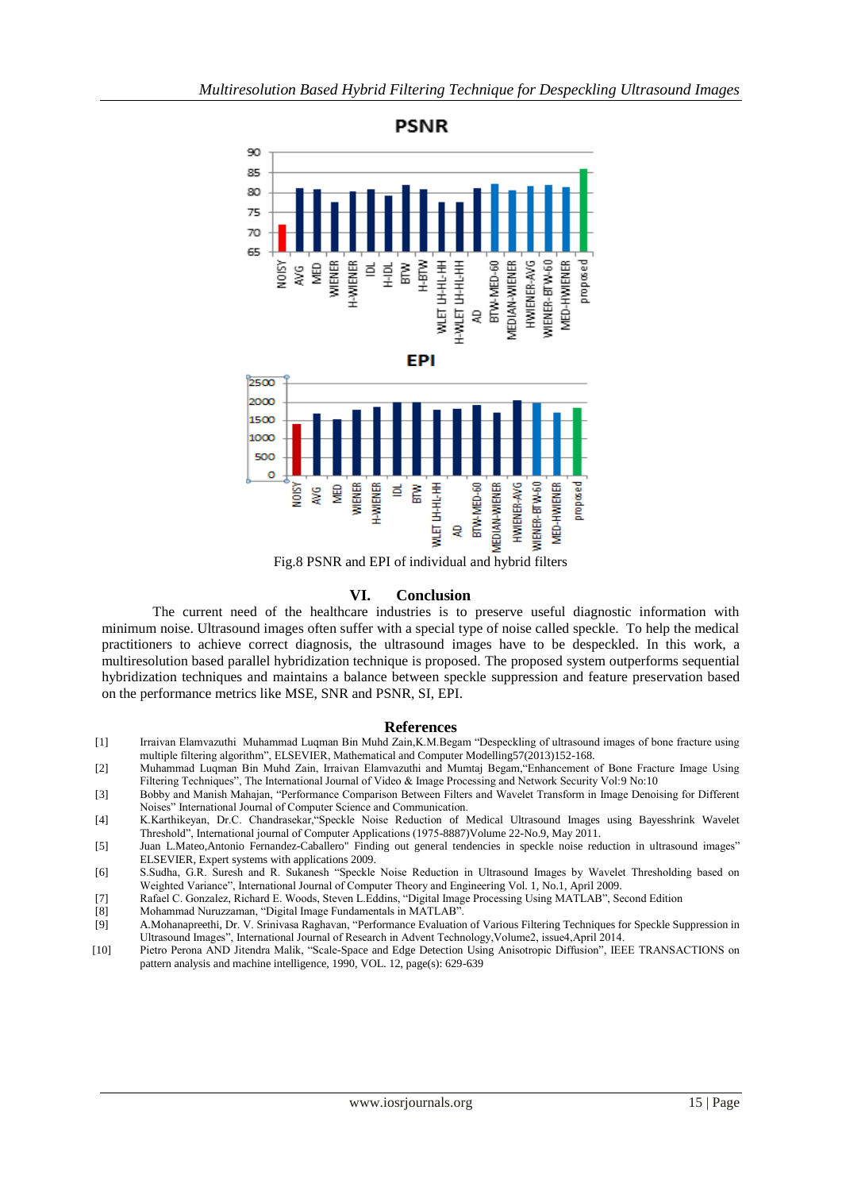PSNR

90
85
80
75
70
65

NOISY
AVG
MED
WIENER
H-WIENER
IDL
H-IDL
BTW
H-BTW
WLET LH-HL-HH
H-WLET LH-HL-HH
AD
BTW-MED-60
MEDIAN-WIENER
HWIENER-AVG
WIENER-BTW-60
MED-HWIENER
proposed

EPI

2500
2000
1500
1000
500
0

NOISY
AVG
MED
WIENER
H-WIENER
IDL
BTW
WLET LH-HL-HH
AD
BTW-MED-60
MEDIAN-WIENER
HWIENER-AVG
WIENER-BTW-60
MED-HWIENER
proposed

Fig.8 PSNR and EPI of individual and hybrid filters

## VI. Conclusion

The current need of the healthcare industries is to preserve useful diagnostic information with minimum noise. Ultrasound images often suffer with a special type of noise called speckle. To help the medical practitioners to achieve correct diagnosis, the ultrasound images have to be despeckled. In this work, a multiresolution based parallel hybridization technique is proposed. The proposed system outperforms sequential hybridization techniques and maintains a balance between speckle suppression and feature preservation based on the performance metrics like MSE, SNR and PSNR, SI, EPI.

## References

[1] Irraivan Elamvazuthi Muhammad Luqman Bin Muhd Zain,K.M.Begam "Despeckling of ultrasound images of bone fracture using multiple filtering algorithm", ELSEVIER, Mathematical and Computer Modelling57(2013)152-168.

[2] Muhammad Luqman Bin Muhd Zain, Irraivan Elamvazuthi and Mumtaj Begam,"Enhancement of Bone Fracture Image Using Filtering Techniques", The International Journal of Video & Image Processing and Network Security Vol:9 No:10

[3] Bobby and Manish Mahajan, "Performance Comparison Between Filters and Wavelet Transform in Image Denoising for Different Noises" International Journal of Computer Science and Communication.

[4] K.Karthikeyan, Dr.C. Chandrasekar,"Speckle Noise Reduction of Medical Ultrasound Images using Bayesshrink Wavelet Threshold", International journal of Computer Applications (1975-8887)Volume 22-No.9, May 2011.

[5] Juan L.Mateo,Antonio Fernandez-Caballero" Finding out general tendencies in speckle noise reduction in ultrasound images" ELSEVIER, Expert systems with applications 2009.

[6] S.Sudha, G.R. Suresh and R. Sukanesh "Speckle Noise Reduction in Ultrasound Images by Wavelet Thresholding based on Weighted Variance", International Journal of Computer Theory and Engineering Vol. 1, No.1, April 2009.

[7] Rafael C. Gonzalez, Richard E. Woods, Steven L.Eddins, "Digital Image Processing Using MATLAB", Second Edition

[8] Mohammad Nuruzzaman, "Digital Image Fundamentals in MATLAB".

[9] A.Mohanapreethi, Dr. V. Srinivasa Raghavan, "Performance Evaluation of Various Filtering Techniques for Speckle Suppression in Ultrasound Images", International Journal of Research in Advent Technology,Volume2, issue4,April 2014.

[10] Pietro Perona AND Jitendra Malik, "Scale-Space and Edge Detection Using Anisotropic Diffusion", IEEE TRANSACTIONS on pattern analysis and machine intelligence, 1990, VOL. 12, page(s): 629-639